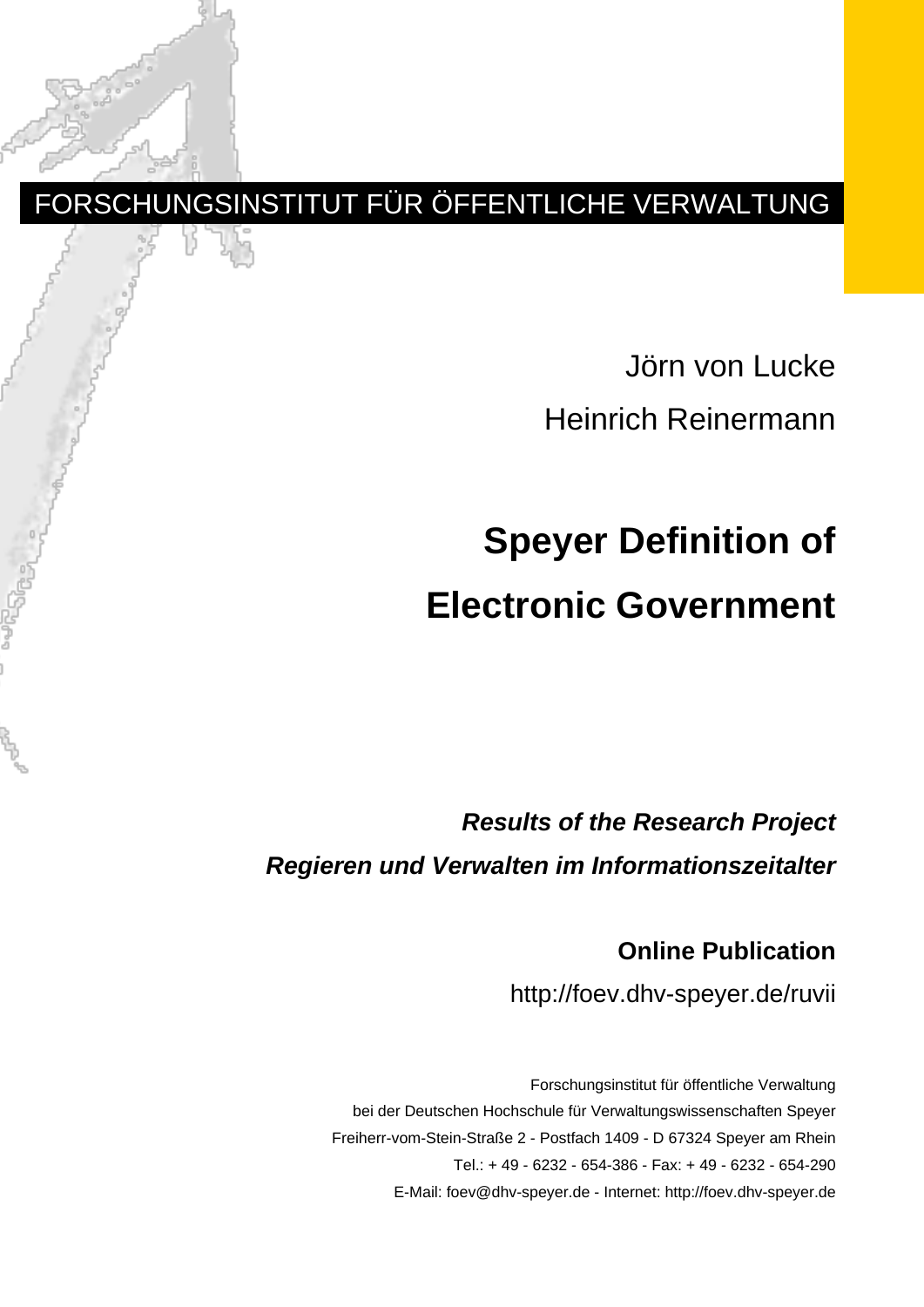FORSCHUNGSINSTITUT FÜR ÖFFENTLICHE VERWALTUNG

Jörn von Lucke

Heinrich Reinermann

# Speyer Definition of Electronic Government

***Results of the Research Project***

***Regieren und Verwalten im Informationszeitalter***

**Online Publication**

http://foev.dhv-speyer.de/ruvii

Forschungsinstitut für öffentliche Verwaltung
bei der Deutschen Hochschule für Verwaltungswissenschaften Speyer
Freiherr-vom-Stein-Straße 2 - Postfach 1409 - D 67324 Speyer am Rhein
Tel.: + 49 - 6232 - 654-386 - Fax: + 49 - 6232 - 654-290
E-Mail: foev@dhv-speyer.de - Internet: http://foev.dhv-speyer.de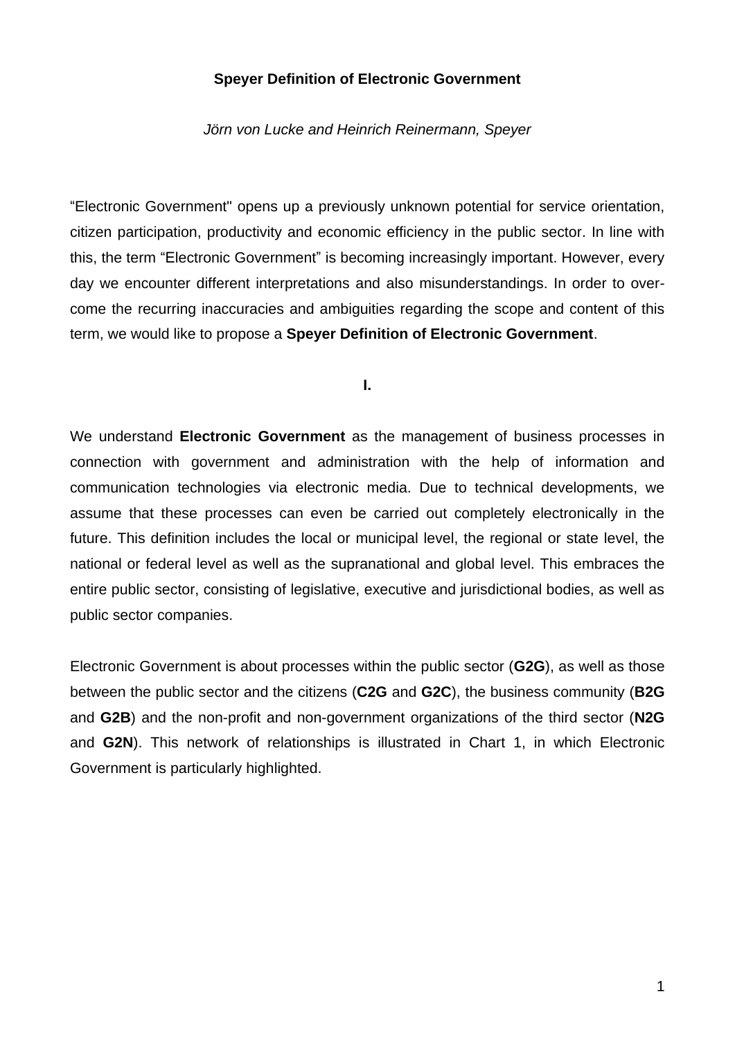**Speyer Definition of Electronic Government**

*Jörn von Lucke and Heinrich Reinermann, Speyer*

“Electronic Government" opens up a previously unknown potential for service orientation, citizen participation, productivity and economic efficiency in the public sector. In line with this, the term “Electronic Government” is becoming increasingly important. However, every day we encounter different interpretations and also misunderstandings. In order to overcome the recurring inaccuracies and ambiguities regarding the scope and content of this term, we would like to propose a **Speyer Definition of Electronic Government**.

**I.**

We understand **Electronic Government** as the management of business processes in connection with government and administration with the help of information and communication technologies via electronic media. Due to technical developments, we assume that these processes can even be carried out completely electronically in the future. This definition includes the local or municipal level, the regional or state level, the national or federal level as well as the supranational and global level. This embraces the entire public sector, consisting of legislative, executive and jurisdictional bodies, as well as public sector companies.

Electronic Government is about processes within the public sector (**G2G**), as well as those between the public sector and the citizens (**C2G** and **G2C**), the business community (**B2G** and **G2B**) and the non-profit and non-government organizations of the third sector (**N2G** and **G2N**). This network of relationships is illustrated in Chart 1, in which Electronic Government is particularly highlighted.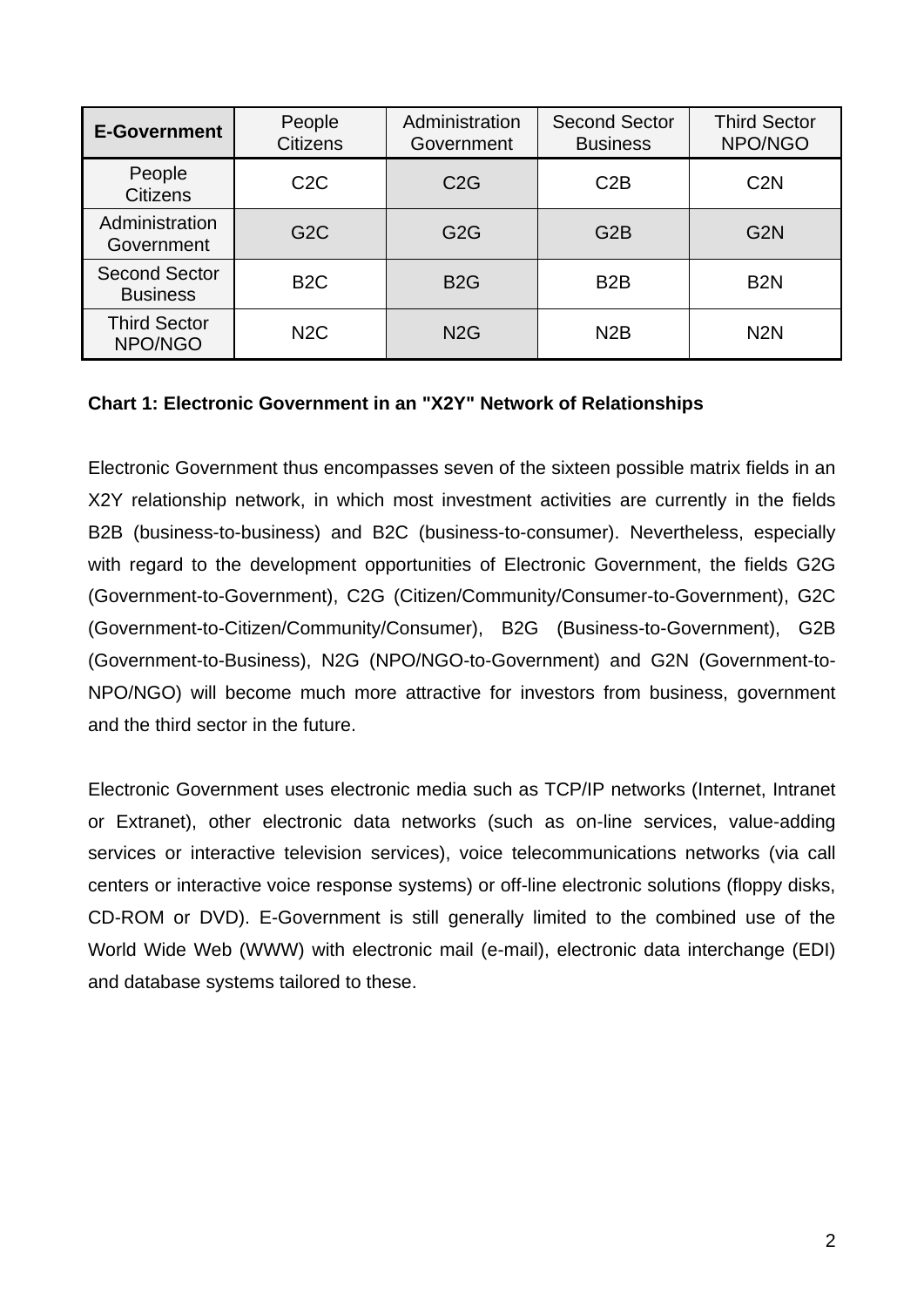| **E-Government** | People Citizens | Administration Government | Second Sector Business | Third Sector NPO/NGO |
|---|---|---|---|---|
| People Citizens | C2C | C2G | C2B | C2N |
| Administration Government | G2C | G2G | G2B | G2N |
| Second Sector Business | B2C | B2G | B2B | B2N |
| Third Sector NPO/NGO | N2C | N2G | N2B | N2N |

**Chart 1: Electronic Government in an "X2Y" Network of Relationships**

Electronic Government thus encompasses seven of the sixteen possible matrix fields in an X2Y relationship network, in which most investment activities are currently in the fields B2B (business-to-business) and B2C (business-to-consumer). Nevertheless, especially with regard to the development opportunities of Electronic Government, the fields G2G (Government-to-Government), C2G (Citizen/Community/Consumer-to-Government), G2C (Government-to-Citizen/Community/Consumer), B2G (Business-to-Government), G2B (Government-to-Business), N2G (NPO/NGO-to-Government) and G2N (Government-to-NPO/NGO) will become much more attractive for investors from business, government and the third sector in the future.

Electronic Government uses electronic media such as TCP/IP networks (Internet, Intranet or Extranet), other electronic data networks (such as on-line services, value-adding services or interactive television services), voice telecommunications networks (via call centers or interactive voice response systems) or off-line electronic solutions (floppy disks, CD-ROM or DVD). E-Government is still generally limited to the combined use of the World Wide Web (WWW) with electronic mail (e-mail), electronic data interchange (EDI) and database systems tailored to these.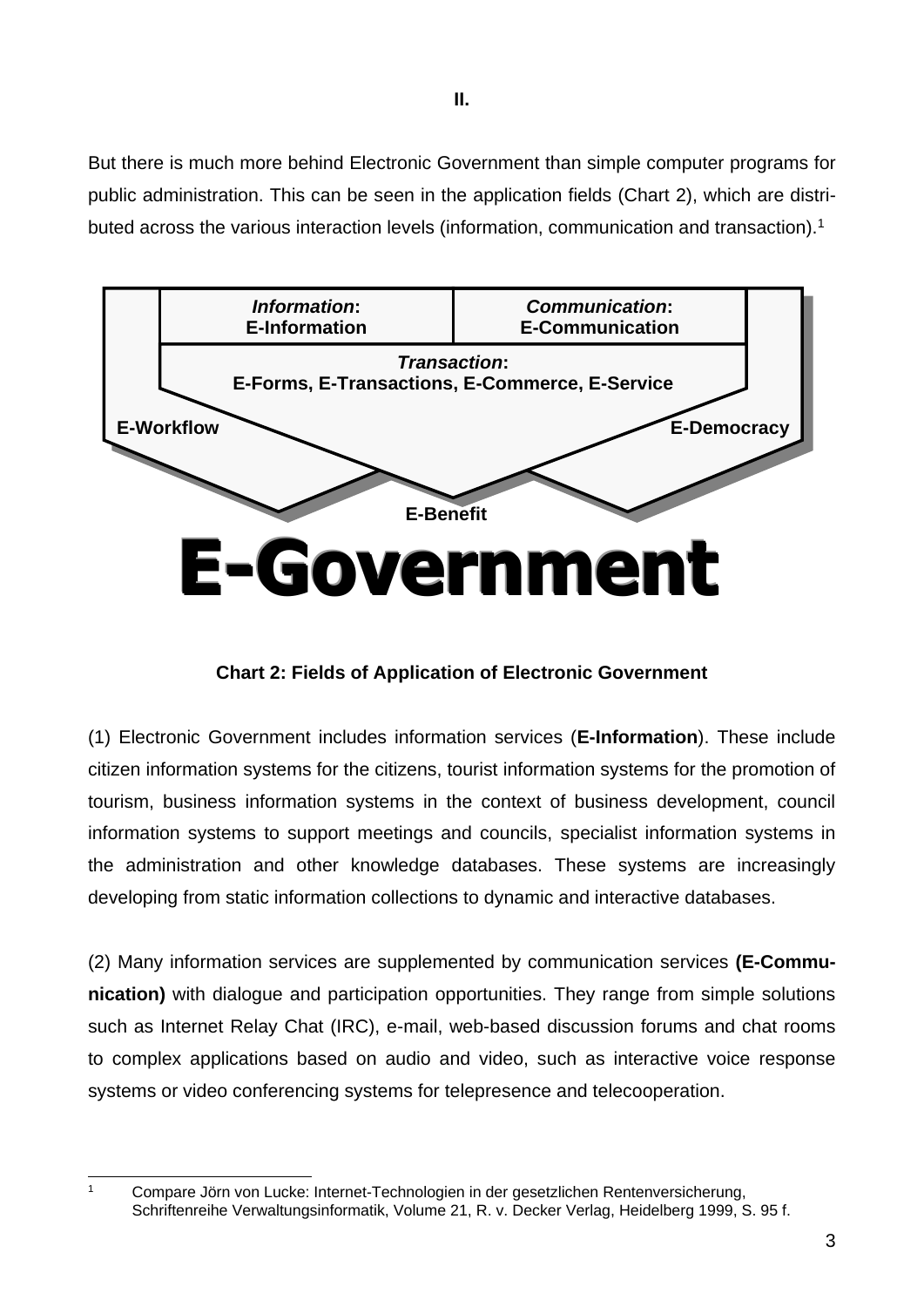**II.**

But there is much more behind Electronic Government than simple computer programs for public administration. This can be seen in the application fields (Chart 2), which are distributed across the various interaction levels (information, communication and transaction).[1]

***Information*: E-Information**

***Communication*: E-Communication**

***Transaction*: E-Forms, E-Transactions, E-Commerce, E-Service**

**E-Workflow**

**E-Democracy**

**E-Benefit**

**E-Government**

**Chart 2: Fields of Application of Electronic Government**

(1) Electronic Government includes information services (**E-Information**). These include citizen information systems for the citizens, tourist information systems for the promotion of tourism, business information systems in the context of business development, council information systems to support meetings and councils, specialist information systems in the administration and other knowledge databases. These systems are increasingly developing from static information collections to dynamic and interactive databases.

(2) Many information services are supplemented by communication services **(E-Communication)** with dialogue and participation opportunities. They range from simple solutions such as Internet Relay Chat (IRC), e-mail, web-based discussion forums and chat rooms to complex applications based on audio and video, such as interactive voice response systems or video conferencing systems for telepresence and telecooperation.

---

[1] Compare Jörn von Lucke: Internet-Technologien in der gesetzlichen Rentenversicherung, Schriftenreihe Verwaltungsinformatik, Volume 21, R. v. Decker Verlag, Heidelberg 1999, S. 95 f.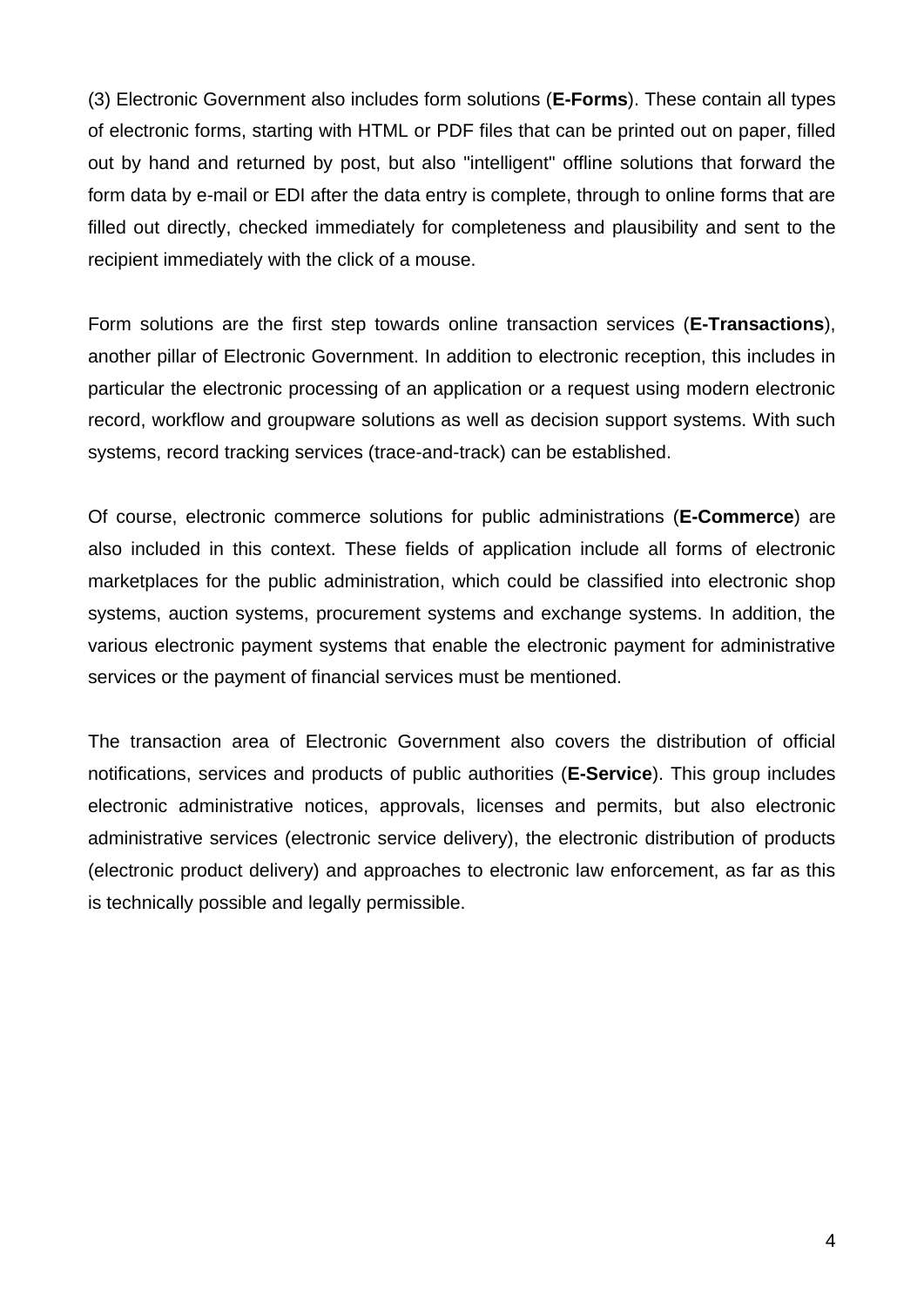(3) Electronic Government also includes form solutions (**E-Forms**). These contain all types of electronic forms, starting with HTML or PDF files that can be printed out on paper, filled out by hand and returned by post, but also "intelligent" offline solutions that forward the form data by e-mail or EDI after the data entry is complete, through to online forms that are filled out directly, checked immediately for completeness and plausibility and sent to the recipient immediately with the click of a mouse.

Form solutions are the first step towards online transaction services (**E-Transactions**), another pillar of Electronic Government. In addition to electronic reception, this includes in particular the electronic processing of an application or a request using modern electronic record, workflow and groupware solutions as well as decision support systems. With such systems, record tracking services (trace-and-track) can be established.

Of course, electronic commerce solutions for public administrations (**E-Commerce**) are also included in this context. These fields of application include all forms of electronic marketplaces for the public administration, which could be classified into electronic shop systems, auction systems, procurement systems and exchange systems. In addition, the various electronic payment systems that enable the electronic payment for administrative services or the payment of financial services must be mentioned.

The transaction area of Electronic Government also covers the distribution of official notifications, services and products of public authorities (**E-Service**). This group includes electronic administrative notices, approvals, licenses and permits, but also electronic administrative services (electronic service delivery), the electronic distribution of products (electronic product delivery) and approaches to electronic law enforcement, as far as this is technically possible and legally permissible.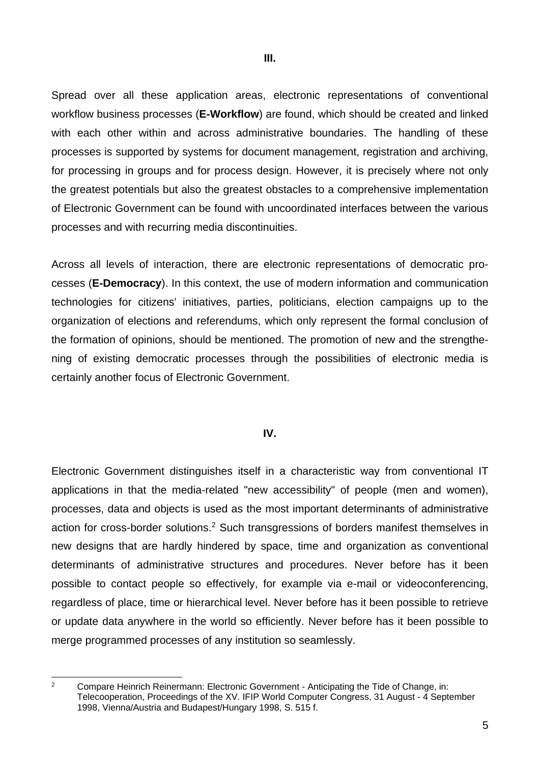## III.

Spread over all these application areas, electronic representations of conventional workflow business processes (**E-Workflow**) are found, which should be created and linked with each other within and across administrative boundaries. The handling of these processes is supported by systems for document management, registration and archiving, for processing in groups and for process design. However, it is precisely where not only the greatest potentials but also the greatest obstacles to a comprehensive implementation of Electronic Government can be found with uncoordinated interfaces between the various processes and with recurring media discontinuities.

Across all levels of interaction, there are electronic representations of democratic processes (**E-Democracy**). In this context, the use of modern information and communication technologies for citizens' initiatives, parties, politicians, election campaigns up to the organization of elections and referendums, which only represent the formal conclusion of the formation of opinions, should be mentioned. The promotion of new and the strengthening of existing democratic processes through the possibilities of electronic media is certainly another focus of Electronic Government.

## IV.

Electronic Government distinguishes itself in a characteristic way from conventional IT applications in that the media-related "new accessibility" of people (men and women), processes, data and objects is used as the most important determinants of administrative action for cross-border solutions.[2] Such transgressions of borders manifest themselves in new designs that are hardly hindered by space, time and organization as conventional determinants of administrative structures and procedures. Never before has it been possible to contact people so effectively, for example via e-mail or videoconferencing, regardless of place, time or hierarchical level. Never before has it been possible to retrieve or update data anywhere in the world so efficiently. Never before has it been possible to merge programmed processes of any institution so seamlessly.

---

[2] Compare Heinrich Reinermann: Electronic Government - Anticipating the Tide of Change, in: Telecooperation, Proceedings of the XV. IFIP World Computer Congress, 31 August - 4 September 1998, Vienna/Austria and Budapest/Hungary 1998, S. 515 f.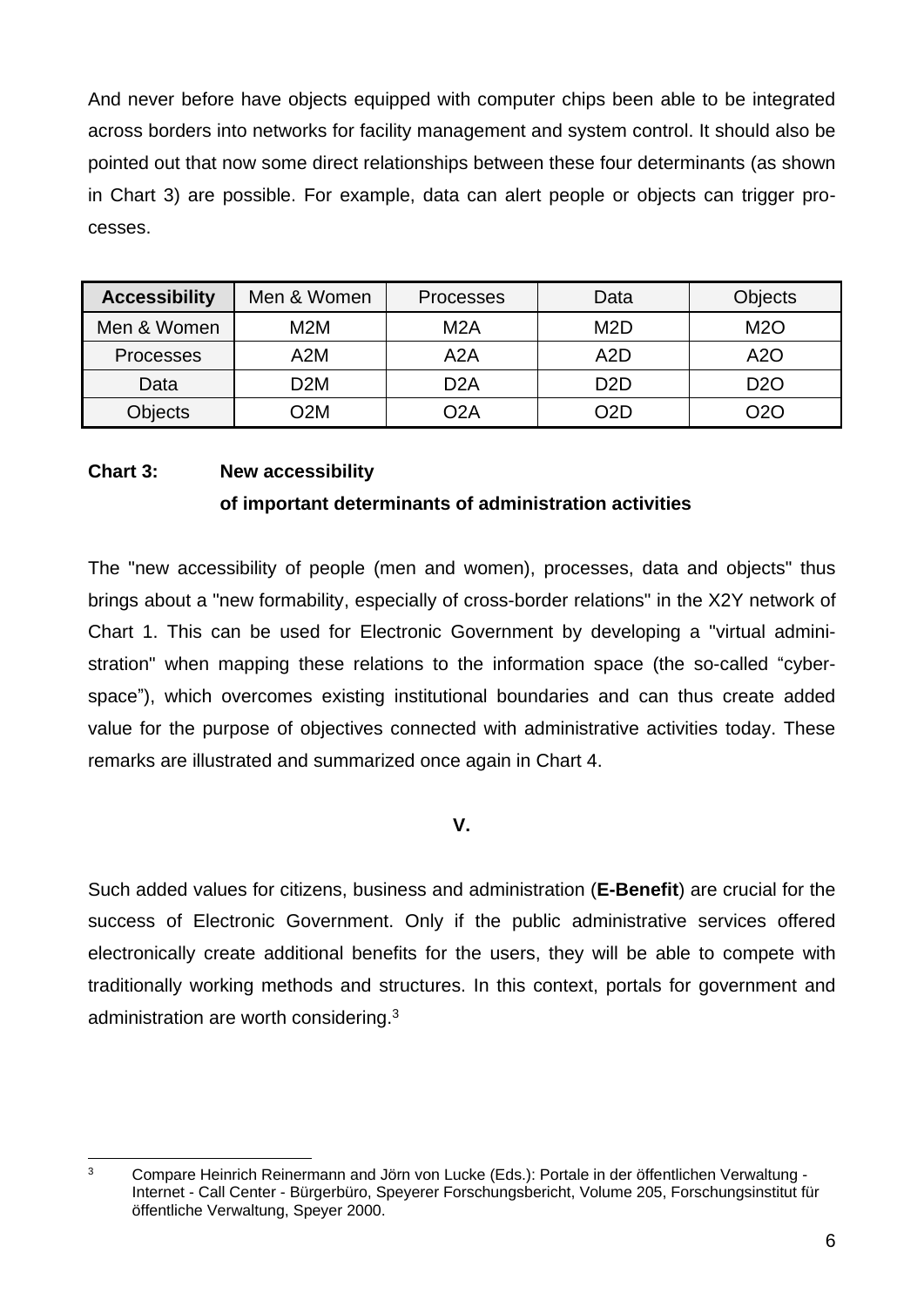And never before have objects equipped with computer chips been able to be integrated across borders into networks for facility management and system control. It should also be pointed out that now some direct relationships between these four determinants (as shown in Chart 3) are possible. For example, data can alert people or objects can trigger processes.

| **Accessibility** | Men & Women | Processes | Data | Objects |
|---|---|---|---|---|
| Men & Women | M2M | M2A | M2D | M2O |
| Processes | A2M | A2A | A2D | A2O |
| Data | D2M | D2A | D2D | D2O |
| Objects | O2M | O2A | O2D | O2O |

**Chart 3: New accessibility of important determinants of administration activities**

The "new accessibility of people (men and women), processes, data and objects" thus brings about a "new formability, especially of cross-border relations" in the X2Y network of Chart 1. This can be used for Electronic Government by developing a "virtual administration" when mapping these relations to the information space (the so-called “cyberspace”), which overcomes existing institutional boundaries and can thus create added value for the purpose of objectives connected with administrative activities today. These remarks are illustrated and summarized once again in Chart 4.

## V.

Such added values for citizens, business and administration (**E-Benefit**) are crucial for the success of Electronic Government. Only if the public administrative services offered electronically create additional benefits for the users, they will be able to compete with traditionally working methods and structures. In this context, portals for government and administration are worth considering.[3]

[3] Compare Heinrich Reinermann and Jörn von Lucke (Eds.): Portale in der öffentlichen Verwaltung - Internet - Call Center - Bürgerbüro, Speyerer Forschungsbericht, Volume 205, Forschungsinstitut für öffentliche Verwaltung, Speyer 2000.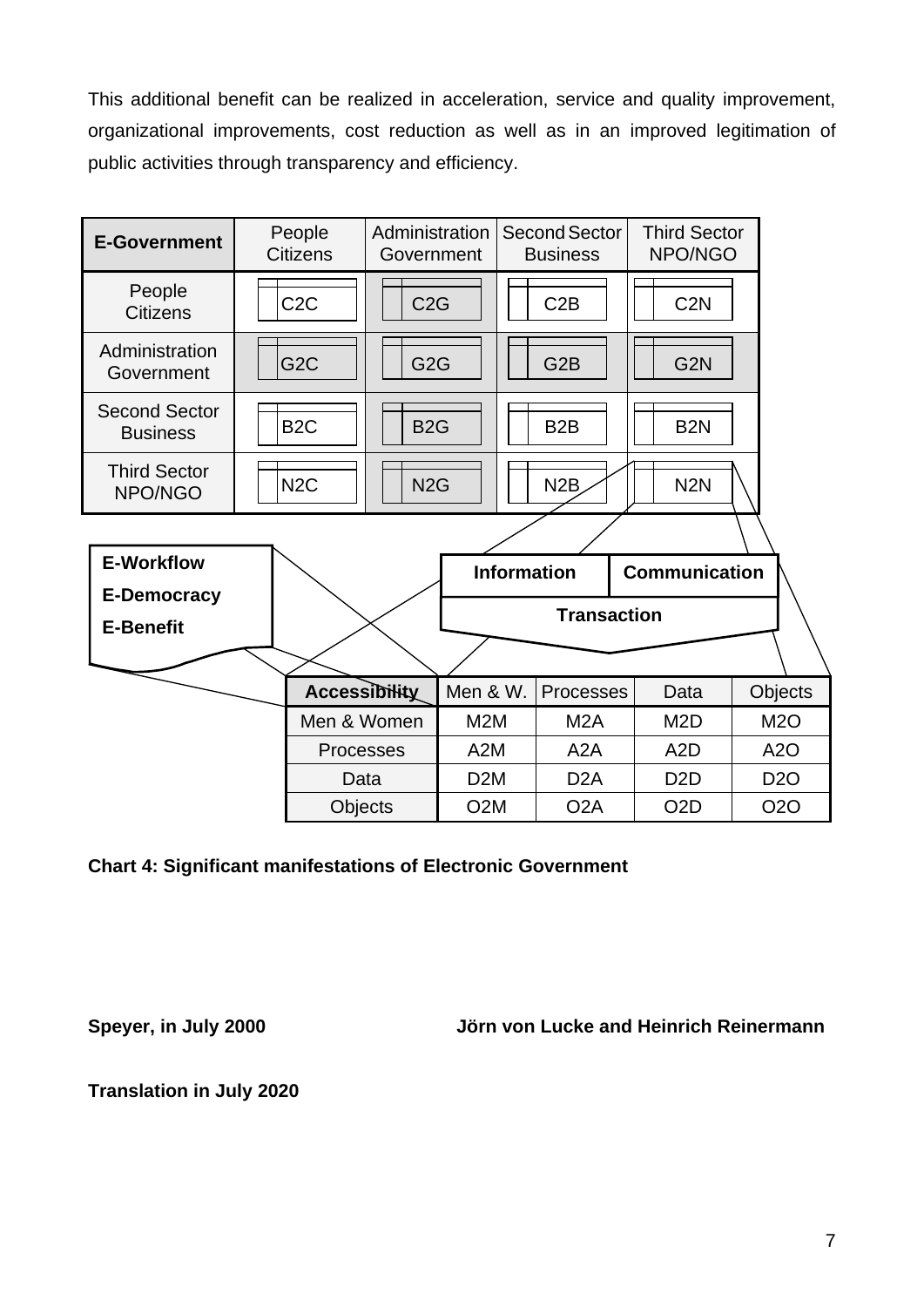This additional benefit can be realized in acceleration, service and quality improvement, organizational improvements, cost reduction as well as in an improved legitimation of public activities through transparency and efficiency.

| E-Government | People Citizens | Administration Government | Second Sector Business | Third Sector NPO/NGO |
|---|---|---|---|---|
| People Citizens | C2C | C2G | C2B | C2N |
| Administration Government | G2C | G2G | G2B | G2N |
| Second Sector Business | B2C | B2G | B2B | B2N |
| Third Sector NPO/NGO | N2C | N2G | N2B | N2N |

**E-Workflow**
**E-Democracy**
**E-Benefit**

| Information | Communication |
|---|---|
| Transaction | |

| Accessibility | Men & W. | Processes | Data | Objects |
|---|---|---|---|---|
| Men & Women | M2M | M2A | M2D | M2O |
| Processes | A2M | A2A | A2D | A2O |
| Data | D2M | D2A | D2D | D2O |
| Objects | O2M | O2A | O2D | O2O |

**Chart 4: Significant manifestations of Electronic Government**

**Speyer, in July 2000** **Jörn von Lucke and Heinrich Reinermann**

**Translation in July 2020**